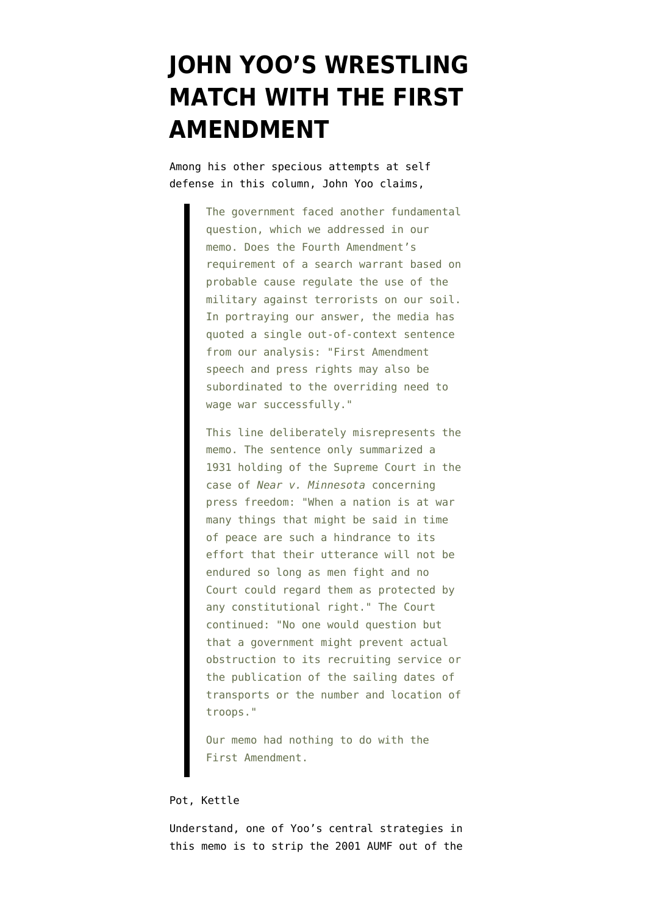# JOHN YOO'S WRESTLING MATCH WITH THE FIRST AMENDMENT

Among his other specious attempts at self defense in this column, John Yoo claims,

> The government faced another fundamental question, which we addressed in our memo. Does the Fourth Amendment's requirement of a search warrant based on probable cause regulate the use of the military against terrorists on our soil. In portraying our answer, the media has quoted a single out-of-context sentence from our analysis: "First Amendment speech and press rights may also be subordinated to the overriding need to wage war successfully."
>
> This line deliberately misrepresents the memo. The sentence only summarized a 1931 holding of the Supreme Court in the case of *Near v. Minnesota* concerning press freedom: "When a nation is at war many things that might be said in time of peace are such a hindrance to its effort that their utterance will not be endured so long as men fight and no Court could regard them as protected by any constitutional right." The Court continued: "No one would question but that a government might prevent actual obstruction to its recruiting service or the publication of the sailing dates of transports or the number and location of troops."
>
> Our memo had nothing to do with the First Amendment.

Pot, Kettle

Understand, one of Yoo's central strategies in this memo is to strip the 2001 AUMF out of the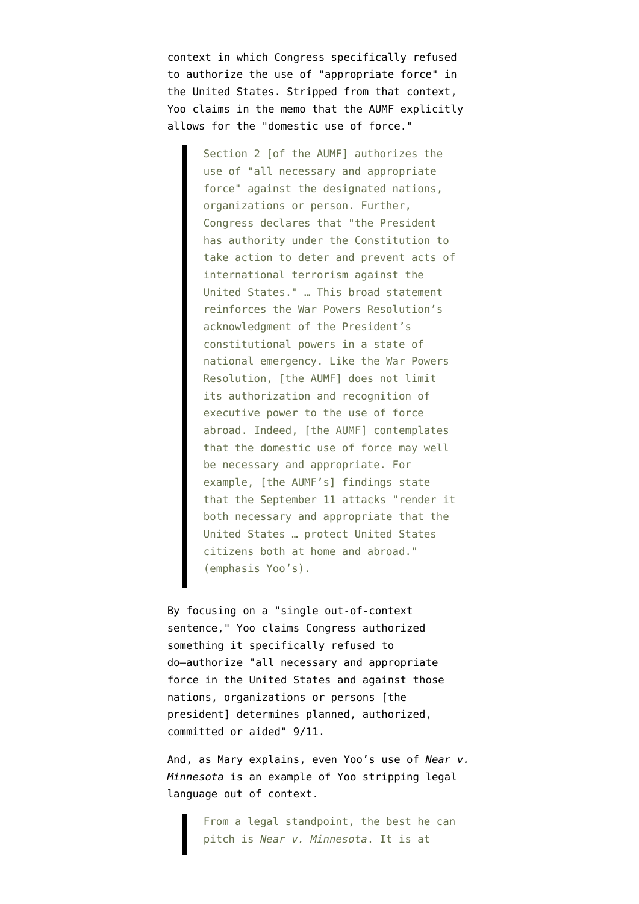context in which Congress specifically refused to authorize the use of "appropriate force" in the United States. Stripped from that context, Yoo claims in the memo that the AUMF explicitly allows for the "domestic use of force."

> Section 2 [of the AUMF] authorizes the use of "all necessary and appropriate force" against the designated nations, organizations or person. Further, Congress declares that "the President has authority under the Constitution to take action to deter and prevent acts of international terrorism against the United States." … This broad statement reinforces the War Powers Resolution's acknowledgment of the President's constitutional powers in a state of national emergency. Like the War Powers Resolution, [the AUMF] does not limit its authorization and recognition of executive power to the use of force abroad. Indeed, [the AUMF] contemplates that the domestic use of force may well be necessary and appropriate. For example, [the AUMF's] findings state that the September 11 attacks "render it both necessary and appropriate that the United States … protect United States citizens both at home and abroad." (emphasis Yoo's).

By focusing on a "single out-of-context sentence," Yoo claims Congress authorized something it specifically refused to do—authorize "all necessary and appropriate force in the United States and against those nations, organizations or persons [the president] determines planned, authorized, committed or aided" 9/11.

And, as Mary explains, even Yoo's use of *Near v. Minnesota* is an example of Yoo stripping legal language out of context.

> From a legal standpoint, the best he can pitch is *Near v. Minnesota*. It is at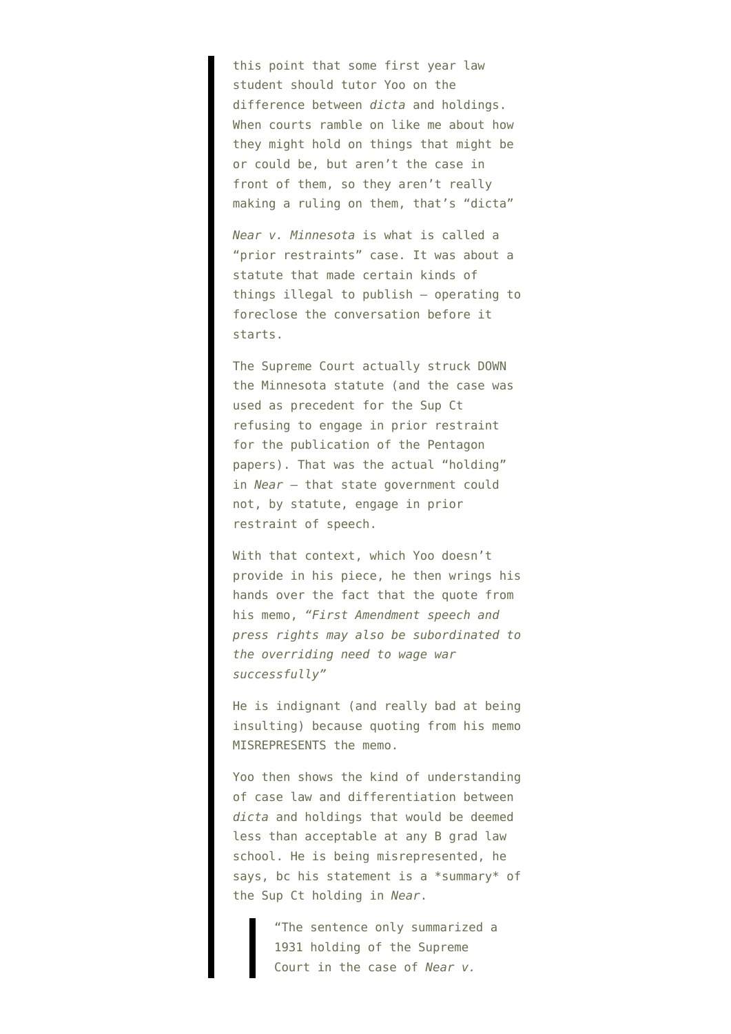> this point that some first year law student should tutor Yoo on the difference between *dicta* and holdings. When courts ramble on like me about how they might hold on things that might be or could be, but aren't the case in front of them, so they aren't really making a ruling on them, that's "dicta"
>
> *Near v. Minnesota* is what is called a "prior restraints" case. It was about a statute that made certain kinds of things illegal to publish – operating to foreclose the conversation before it starts.
>
> The Supreme Court actually struck DOWN the Minnesota statute (and the case was used as precedent for the Sup Ct refusing to engage in prior restraint for the publication of the Pentagon papers). That was the actual "holding" in *Near* – that state government could not, by statute, engage in prior restraint of speech.
>
> With that context, which Yoo doesn't provide in his piece, he then wrings his hands over the fact that the quote from his memo, *"First Amendment speech and press rights may also be subordinated to the overriding need to wage war successfully"*
>
> He is indignant (and really bad at being insulting) because quoting from his memo MISREPRESENTS the memo.
>
> Yoo then shows the kind of understanding of case law and differentiation between *dicta* and holdings that would be deemed less than acceptable at any B grad law school. He is being misrepresented, he says, bc his statement is a *summary* of the Sup Ct holding in *Near*.
>
> > "The sentence only summarized a 1931 holding of the Supreme Court in the case of *Near v.*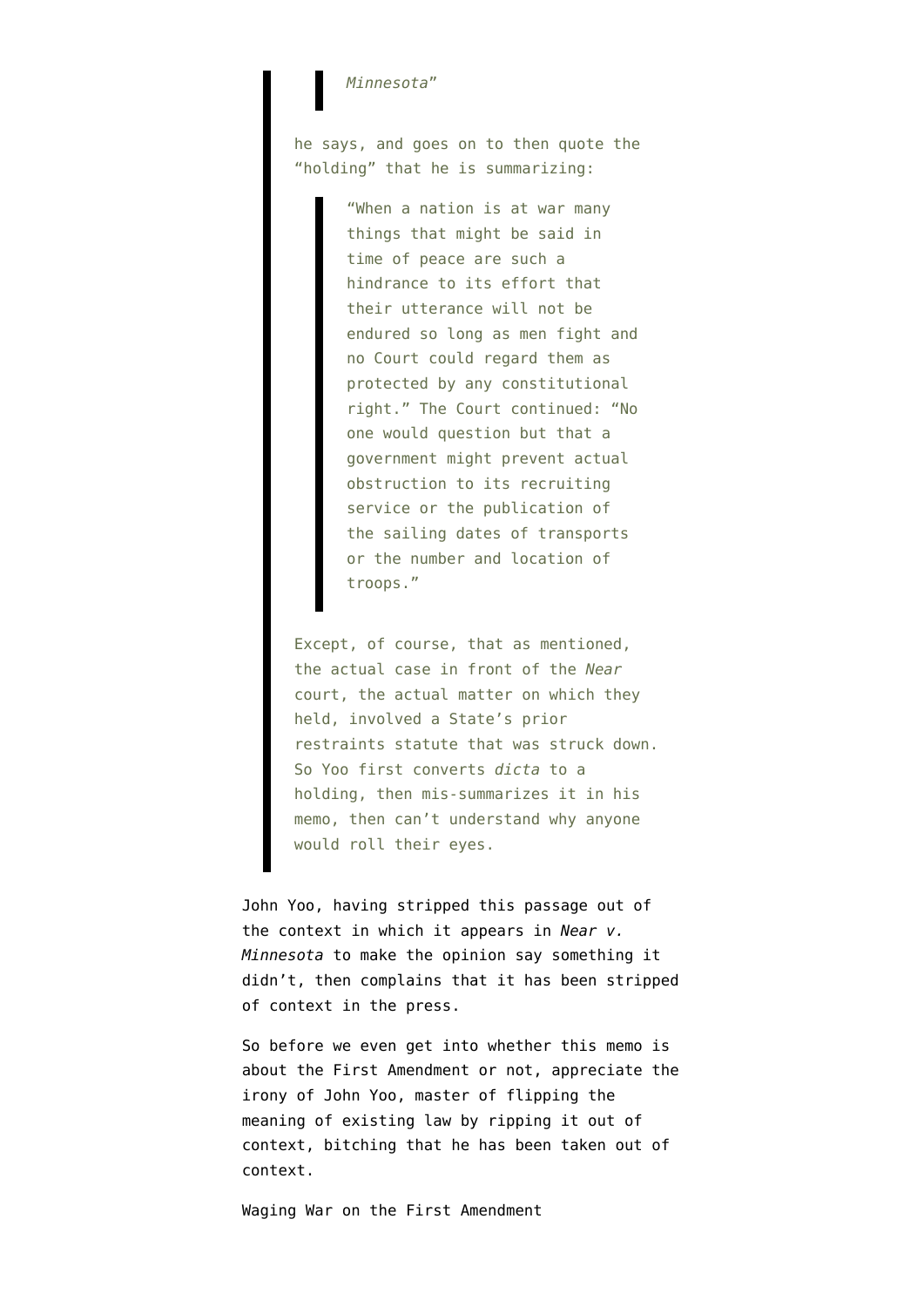> > *Minnesota*"
>
> he says, and goes on to then quote the "holding" that he is summarizing:
>
> > "When a nation is at war many things that might be said in time of peace are such a hindrance to its effort that their utterance will not be endured so long as men fight and no Court could regard them as protected by any constitutional right." The Court continued: "No one would question but that a government might prevent actual obstruction to its recruiting service or the publication of the sailing dates of transports or the number and location of troops."
>
> Except, of course, that as mentioned, the actual case in front of the *Near* court, the actual matter on which they held, involved a State's prior restraints statute that was struck down. So Yoo first converts *dicta* to a holding, then mis-summarizes it in his memo, then can't understand why anyone would roll their eyes.

John Yoo, having stripped this passage out of the context in which it appears in *Near v. Minnesota* to make the opinion say something it didn't, then complains that it has been stripped of context in the press.

So before we even get into whether this memo is about the First Amendment or not, appreciate the irony of John Yoo, master of flipping the meaning of existing law by ripping it out of context, bitching that he has been taken out of context.

Waging War on the First Amendment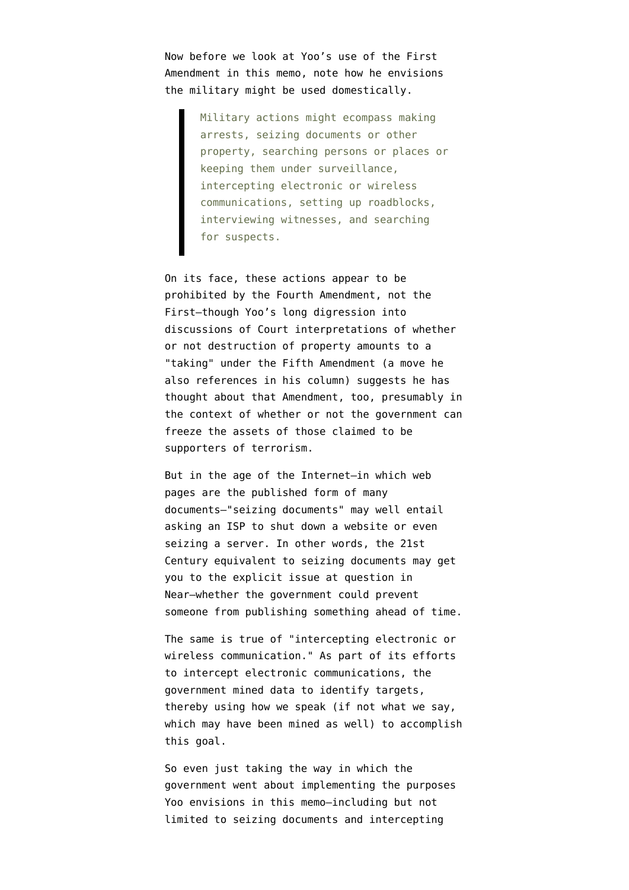Now before we look at Yoo's use of the First Amendment in this memo, note how he envisions the military might be used domestically.

> Military actions might ecompass making arrests, seizing documents or other property, searching persons or places or keeping them under surveillance, intercepting electronic or wireless communications, setting up roadblocks, interviewing witnesses, and searching for suspects.

On its face, these actions appear to be prohibited by the Fourth Amendment, not the First—though Yoo's long digression into discussions of Court interpretations of whether or not destruction of property amounts to a "taking" under the Fifth Amendment (a move he also references in his column) suggests he has thought about that Amendment, too, presumably in the context of whether or not the government can freeze the assets of those claimed to be supporters of terrorism.

But in the age of the Internet—in which web pages are the published form of many documents—"seizing documents" may well entail asking an ISP to shut down a website or even seizing a server. In other words, the 21st Century equivalent to seizing documents may get you to the explicit issue at question in Near—whether the government could prevent someone from publishing something ahead of time.

The same is true of "intercepting electronic or wireless communication." As part of its efforts to intercept electronic communications, the government mined data to identify targets, thereby using how we speak (if not what we say, which may have been mined as well) to accomplish this goal.

So even just taking the way in which the government went about implementing the purposes Yoo envisions in this memo—including but not limited to seizing documents and intercepting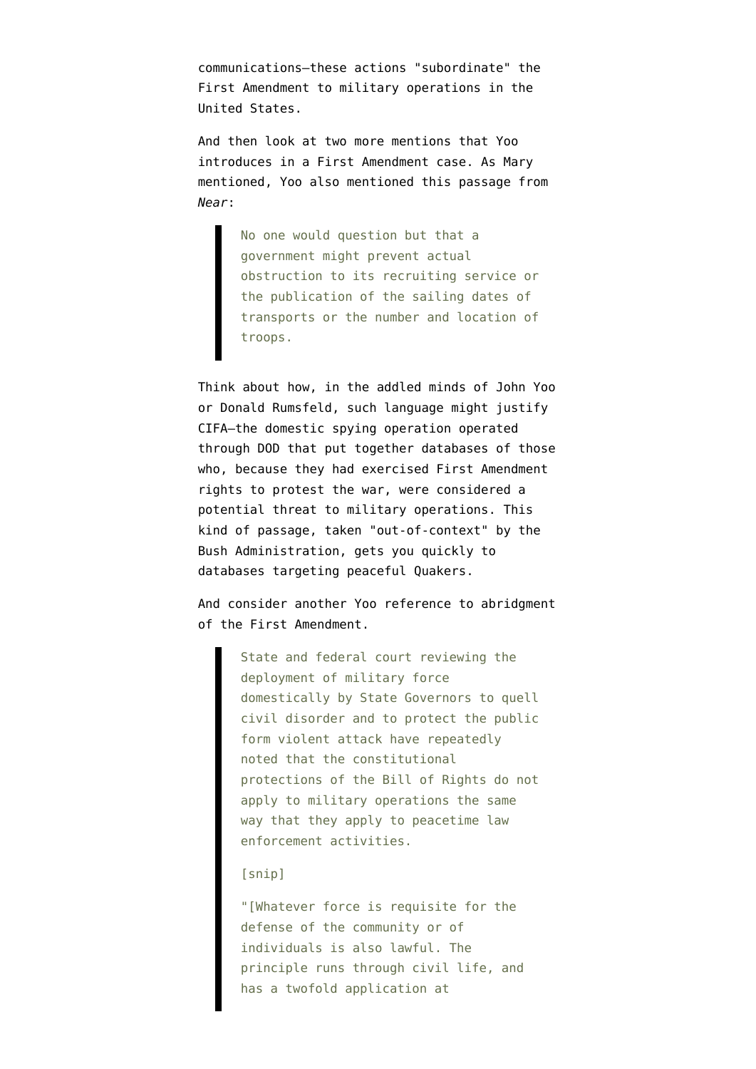communications—these actions "subordinate" the First Amendment to military operations in the United States.

And then look at two more mentions that Yoo introduces in a First Amendment case. As Mary mentioned, Yoo also mentioned this passage from *Near*:

> No one would question but that a government might prevent actual obstruction to its recruiting service or the publication of the sailing dates of transports or the number and location of troops.

Think about how, in the addled minds of John Yoo or Donald Rumsfeld, such language might justify CIFA—the domestic spying operation operated through DOD that put together databases of those who, because they had exercised First Amendment rights to protest the war, were considered a potential threat to military operations. This kind of passage, taken "out-of-context" by the Bush Administration, gets you quickly to databases targeting peaceful Quakers.

And consider another Yoo reference to abridgment of the First Amendment.

> State and federal court reviewing the deployment of military force domestically by State Governors to quell civil disorder and to protect the public form violent attack have repeatedly noted that the constitutional protections of the Bill of Rights do not apply to military operations the same way that they apply to peacetime law enforcement activities.
>
> [snip]
>
> "[Whatever force is requisite for the defense of the community or of individuals is also lawful. The principle runs through civil life, and has a twofold application at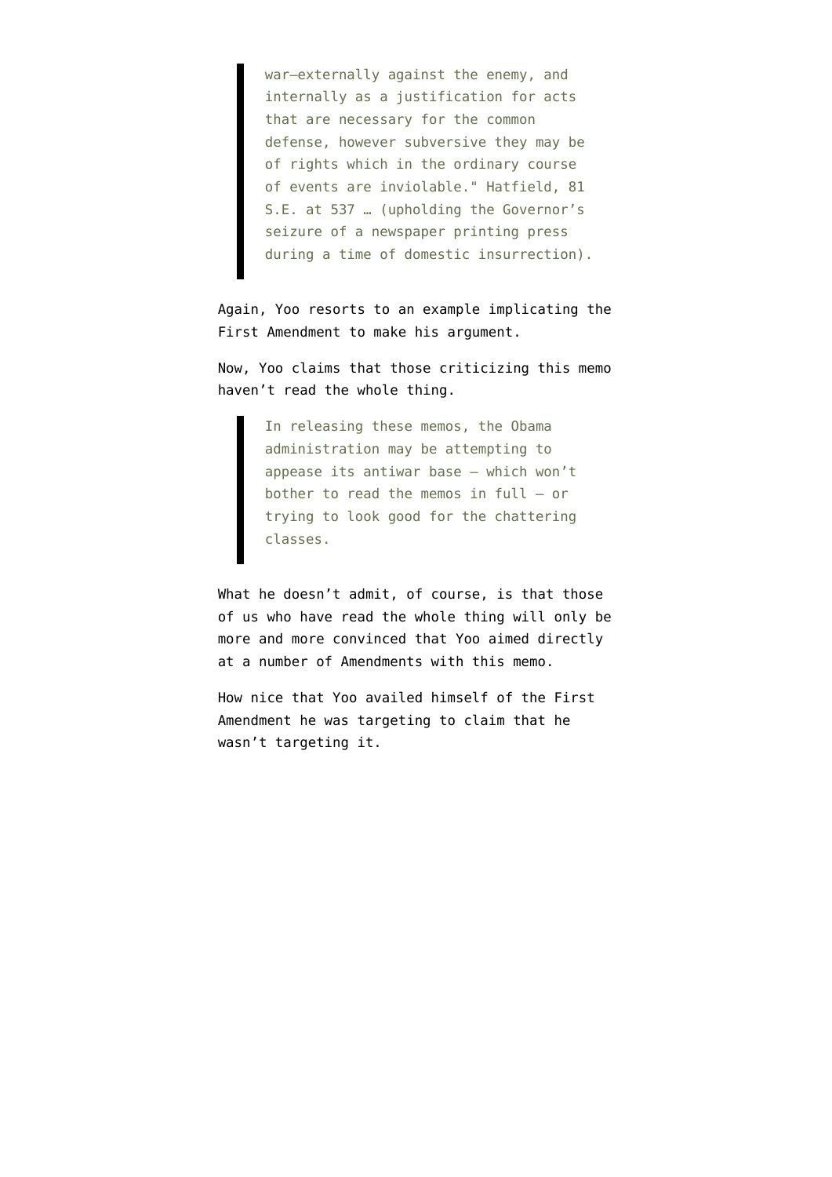> war—externally against the enemy, and internally as a justification for acts that are necessary for the common defense, however subversive they may be of rights which in the ordinary course of events are inviolable." Hatfield, 81 S.E. at 537 … (upholding the Governor's seizure of a newspaper printing press during a time of domestic insurrection).

Again, Yoo resorts to an example implicating the First Amendment to make his argument.

Now, Yoo claims that those criticizing this memo haven't read the whole thing.

> In releasing these memos, the Obama administration may be attempting to appease its antiwar base — which won't bother to read the memos in full — or trying to look good for the chattering classes.

What he doesn't admit, of course, is that those of us who have read the whole thing will only be more and more convinced that Yoo aimed directly at a number of Amendments with this memo.

How nice that Yoo availed himself of the First Amendment he was targeting to claim that he wasn't targeting it.